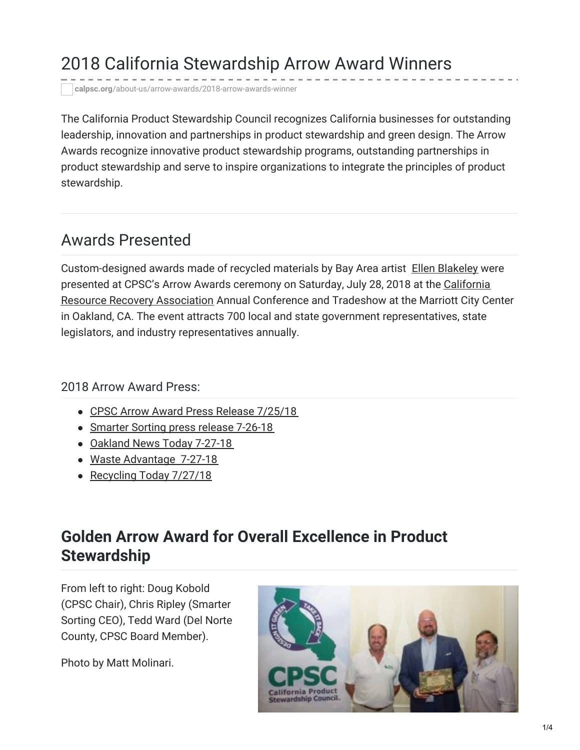# 2018 California Stewardship Arrow Award Winners

calpsc.org/about-us/arrow-awards/2018-arrow-awards-winner

The California Product Stewardship Council recognizes California businesses for outstanding leadership, innovation and partnerships in product stewardship and green design. The Arrow Awards recognize innovative product stewardship programs, outstanding partnerships in product stewardship and serve to inspire organizations to integrate the principles of product stewardship.

## Awards Presented

Custom-designed awards made of recycled materials by Bay Area artist Ellen Blakeley were presented at CPSC's Arrow Awards ceremony on Saturday, July 28, 2018 at the California Resource Recovery Association Annual Conference and Tradeshow at the Marriott City Center in Oakland, CA. The event attracts 700 local and state government representatives, state legislators, and industry representatives annually.

### 2018 Arrow Award Press:

- CPSC Arrow Award Press Release 7/25/18
- Smarter Sorting press release 7-26-18
- Oakland News Today 7-27-18
- Waste Advantage 7-27-18
- Recycling Today 7/27/18

## Golden Arrow Award for Overall Excellence in Product Stewardship

From left to right: Doug Kobold (CPSC Chair), Chris Ripley (Smarter Sorting CEO), Tedd Ward (Del Norte County, CPSC Board Member).

Photo by Matt Molinari.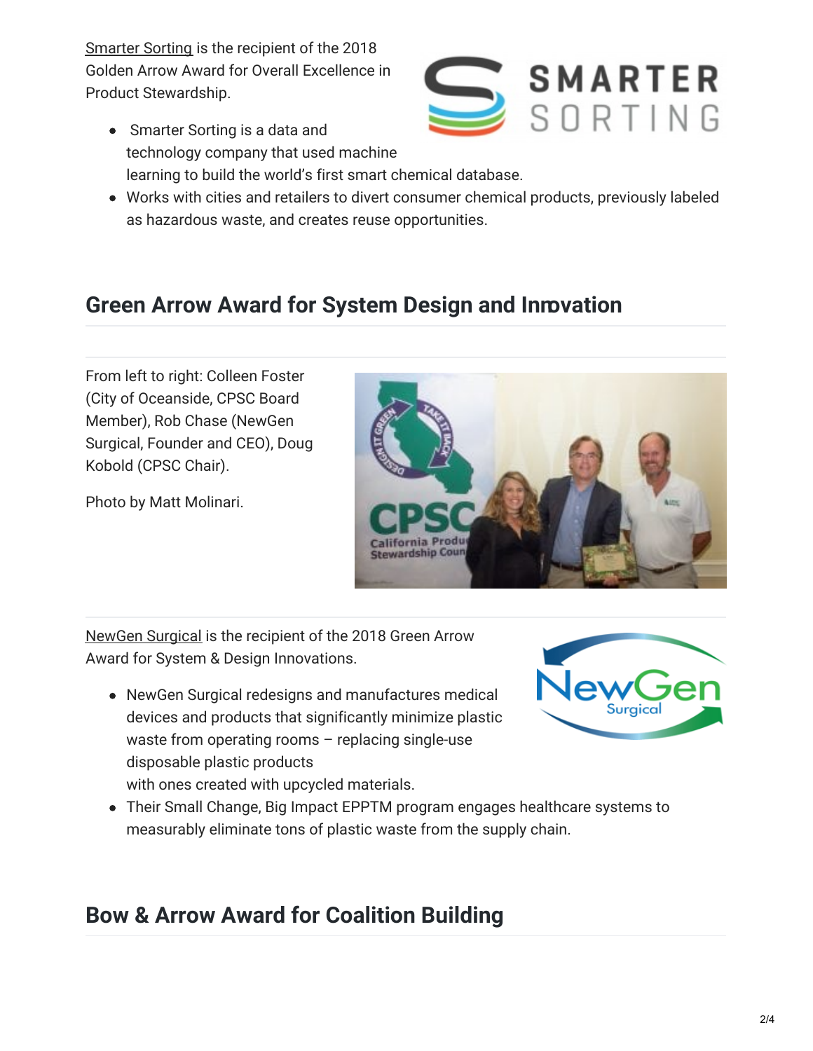Smarter Sorting is the recipient of the 2018 Golden Arrow Award for Overall Excellence in Product Stewardship.

- Smarter Sorting is a data and technology company that used machine learning to build the world's first smart chemical database.
- Works with cities and retailers to divert consumer chemical products, previously labeled as hazardous waste, and creates reuse opportunities.

## Green Arrow Award for System Design and Innovation

From left to right: Colleen Foster (City of Oceanside, CPSC Board Member), Rob Chase (NewGen Surgical, Founder and CEO), Doug Kobold (CPSC Chair).

Photo by Matt Molinari.

NewGen Surgical is the recipient of the 2018 Green Arrow Award for System & Design Innovations.

- NewGen Surgical redesigns and manufactures medical devices and products that significantly minimize plastic waste from operating rooms – replacing single-use disposable plastic products with ones created with upcycled materials.
- Their Small Change, Big Impact EPPTM program engages healthcare systems to measurably eliminate tons of plastic waste from the supply chain.

## Bow & Arrow Award for Coalition Building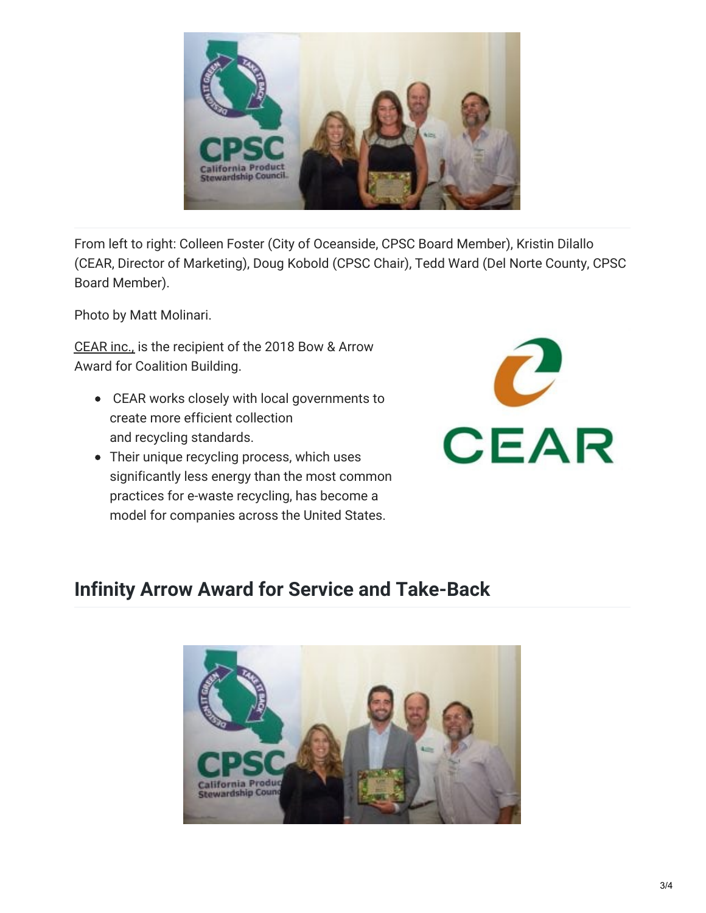From left to right: Colleen Foster (City of Oceanside, CPSC Board Member), Kristin Dilallo (CEAR, Director of Marketing), Doug Kobold (CPSC Chair), Tedd Ward (Del Norte County, CPSC Board Member).

Photo by Matt Molinari.

CEAR inc., is the recipient of the 2018 Bow & Arrow Award for Coalition Building.

- CEAR works closely with local governments to create more efficient collection and recycling standards.
- Their unique recycling process, which uses significantly less energy than the most common practices for e-waste recycling, has become a model for companies across the United States.

## Infinity Arrow Award for Service and Take-Back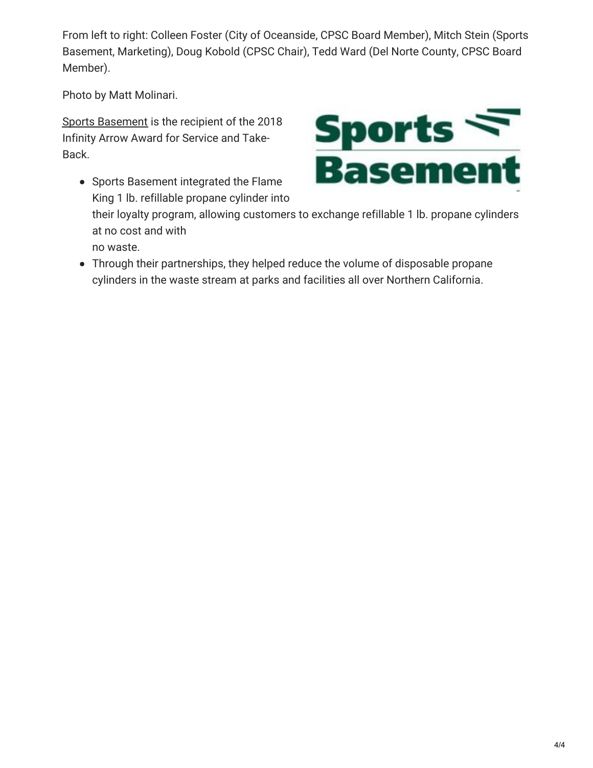From left to right: Colleen Foster (City of Oceanside, CPSC Board Member), Mitch Stein (Sports Basement, Marketing), Doug Kobold (CPSC Chair), Tedd Ward (Del Norte County, CPSC Board Member).

Photo by Matt Molinari.

Sports Basement is the recipient of the 2018 Infinity Arrow Award for Service and Take-Back.

- Sports Basement integrated the Flame King 1 lb. refillable propane cylinder into their loyalty program, allowing customers to exchange refillable 1 lb. propane cylinders at no cost and with no waste.
- Through their partnerships, they helped reduce the volume of disposable propane cylinders in the waste stream at parks and facilities all over Northern California.